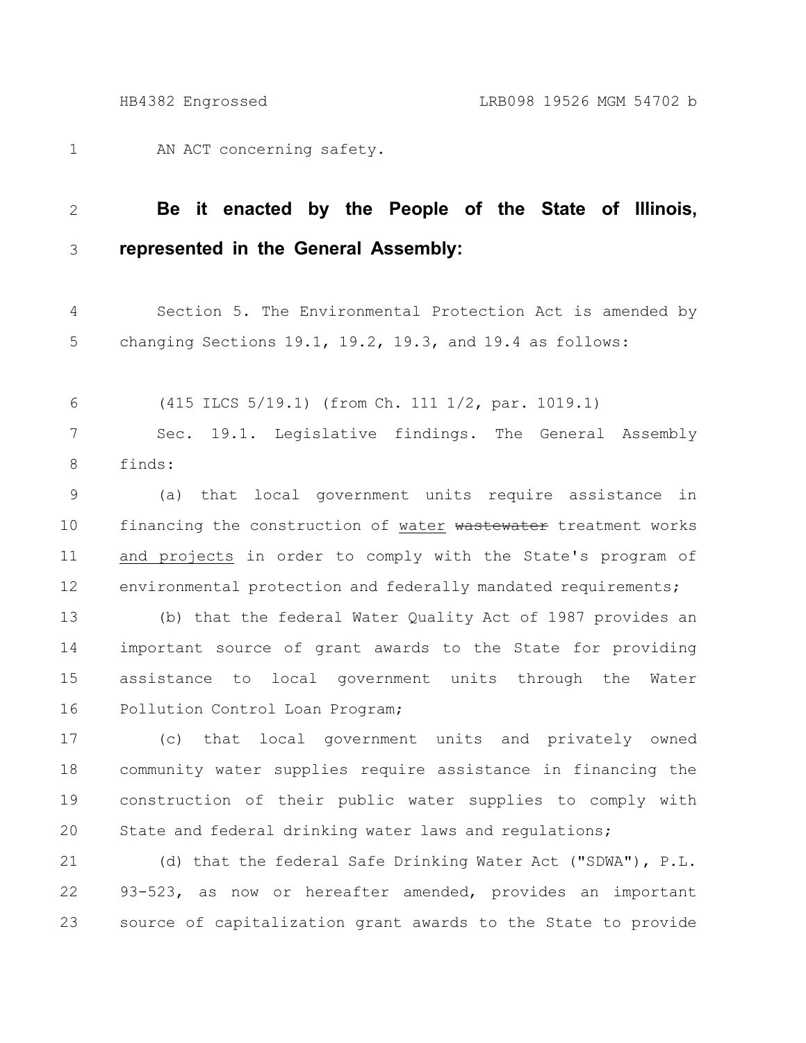AN ACT concerning safety.

**Be it enacted by the People of the State of Illinois, represented in the General Assembly:**

Section 5. The Environmental Protection Act is amended by changing Sections 19.1, 19.2, 19.3, and 19.4 as follows:

(415 ILCS 5/19.1) (from Ch. 111 1/2, par. 1019.1)

Sec. 19.1. Legislative findings. The General Assembly finds:

(a) that local government units require assistance in financing the construction of <u>water</u> ~~wastewater~~ treatment works <u>and projects</u> in order to comply with the State's program of environmental protection and federally mandated requirements;

(b) that the federal Water Quality Act of 1987 provides an important source of grant awards to the State for providing assistance to local government units through the Water Pollution Control Loan Program;

(c) that local government units and privately owned community water supplies require assistance in financing the construction of their public water supplies to comply with State and federal drinking water laws and regulations;

(d) that the federal Safe Drinking Water Act ("SDWA"), P.L. 93-523, as now or hereafter amended, provides an important source of capitalization grant awards to the State to provide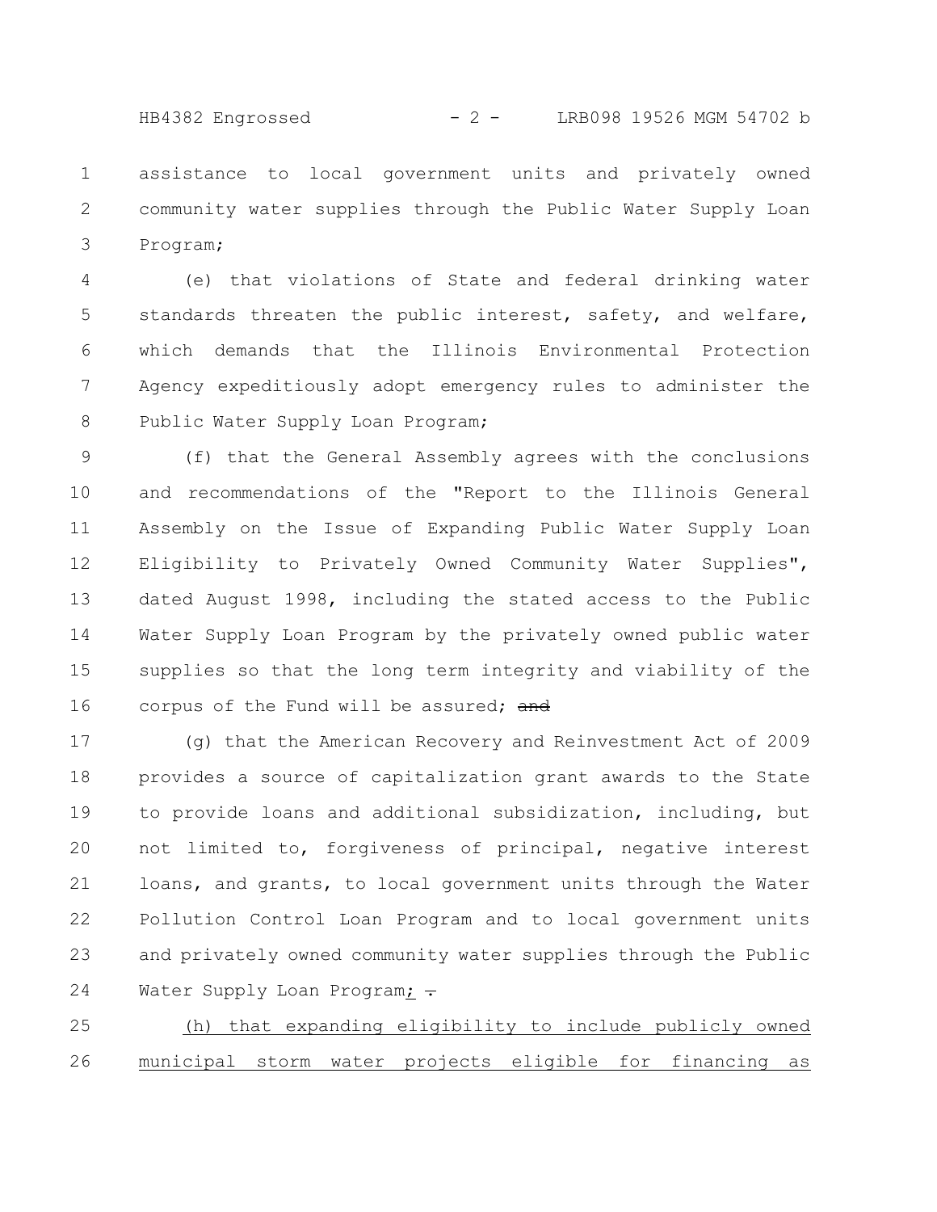assistance to local government units and privately owned community water supplies through the Public Water Supply Loan Program;

(e) that violations of State and federal drinking water standards threaten the public interest, safety, and welfare, which demands that the Illinois Environmental Protection Agency expeditiously adopt emergency rules to administer the Public Water Supply Loan Program;

(f) that the General Assembly agrees with the conclusions and recommendations of the "Report to the Illinois General Assembly on the Issue of Expanding Public Water Supply Loan Eligibility to Privately Owned Community Water Supplies", dated August 1998, including the stated access to the Public Water Supply Loan Program by the privately owned public water supplies so that the long term integrity and viability of the corpus of the Fund will be assured; ~~and~~

(g) that the American Recovery and Reinvestment Act of 2009 provides a source of capitalization grant awards to the State to provide loans and additional subsidization, including, but not limited to, forgiveness of principal, negative interest loans, and grants, to local government units through the Water Pollution Control Loan Program and to local government units and privately owned community water supplies through the Public Water Supply Loan Program; ~~.~~

(h) that expanding eligibility to include publicly owned municipal storm water projects eligible for financing as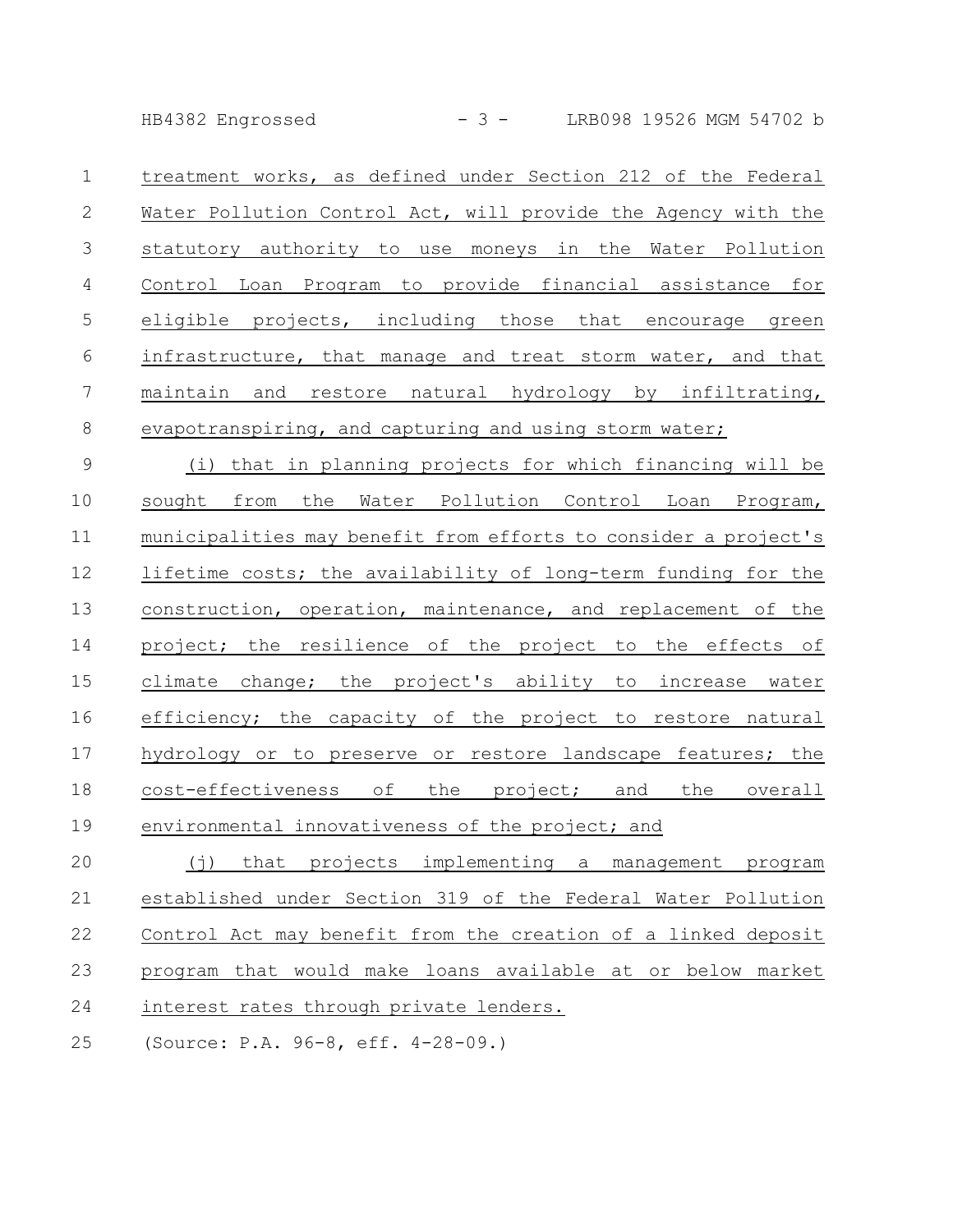treatment works, as defined under Section 212 of the Federal Water Pollution Control Act, will provide the Agency with the statutory authority to use moneys in the Water Pollution Control Loan Program to provide financial assistance for eligible projects, including those that encourage green infrastructure, that manage and treat storm water, and that maintain and restore natural hydrology by infiltrating, evapotranspiring, and capturing and using storm water;

(i) that in planning projects for which financing will be sought from the Water Pollution Control Loan Program, municipalities may benefit from efforts to consider a project's lifetime costs; the availability of long-term funding for the construction, operation, maintenance, and replacement of the project; the resilience of the project to the effects of climate change; the project's ability to increase water efficiency; the capacity of the project to restore natural hydrology or to preserve or restore landscape features; the cost-effectiveness of the project; and the overall environmental innovativeness of the project; and

(j) that projects implementing a management program established under Section 319 of the Federal Water Pollution Control Act may benefit from the creation of a linked deposit program that would make loans available at or below market interest rates through private lenders.

(Source: P.A. 96-8, eff. 4-28-09.)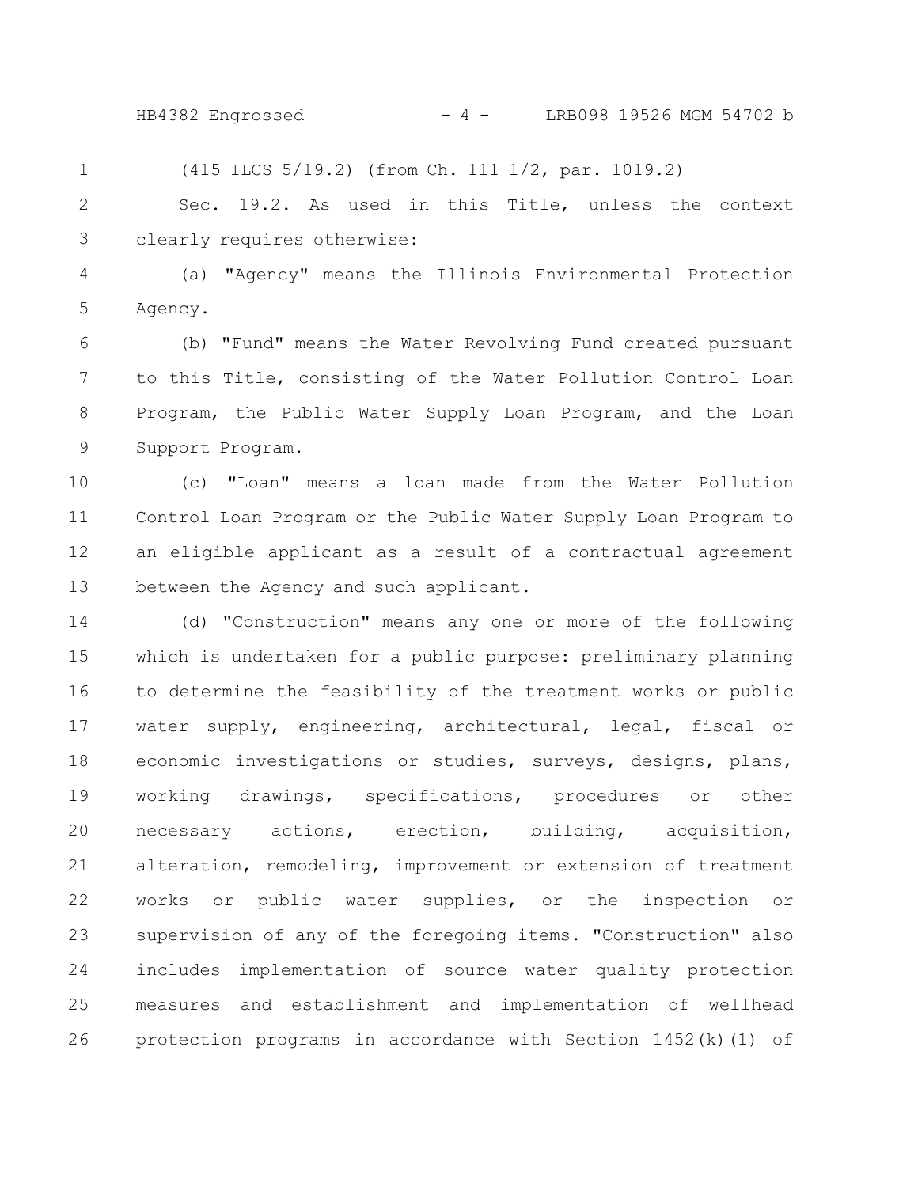(415 ILCS 5/19.2) (from Ch. 111 1/2, par. 1019.2)

Sec. 19.2. As used in this Title, unless the context clearly requires otherwise:

(a) "Agency" means the Illinois Environmental Protection Agency.

(b) "Fund" means the Water Revolving Fund created pursuant to this Title, consisting of the Water Pollution Control Loan Program, the Public Water Supply Loan Program, and the Loan Support Program.

(c) "Loan" means a loan made from the Water Pollution Control Loan Program or the Public Water Supply Loan Program to an eligible applicant as a result of a contractual agreement between the Agency and such applicant.

(d) "Construction" means any one or more of the following which is undertaken for a public purpose: preliminary planning to determine the feasibility of the treatment works or public water supply, engineering, architectural, legal, fiscal or economic investigations or studies, surveys, designs, plans, working drawings, specifications, procedures or other necessary actions, erection, building, acquisition, alteration, remodeling, improvement or extension of treatment works or public water supplies, or the inspection or supervision of any of the foregoing items. "Construction" also includes implementation of source water quality protection measures and establishment and implementation of wellhead protection programs in accordance with Section 1452(k)(1) of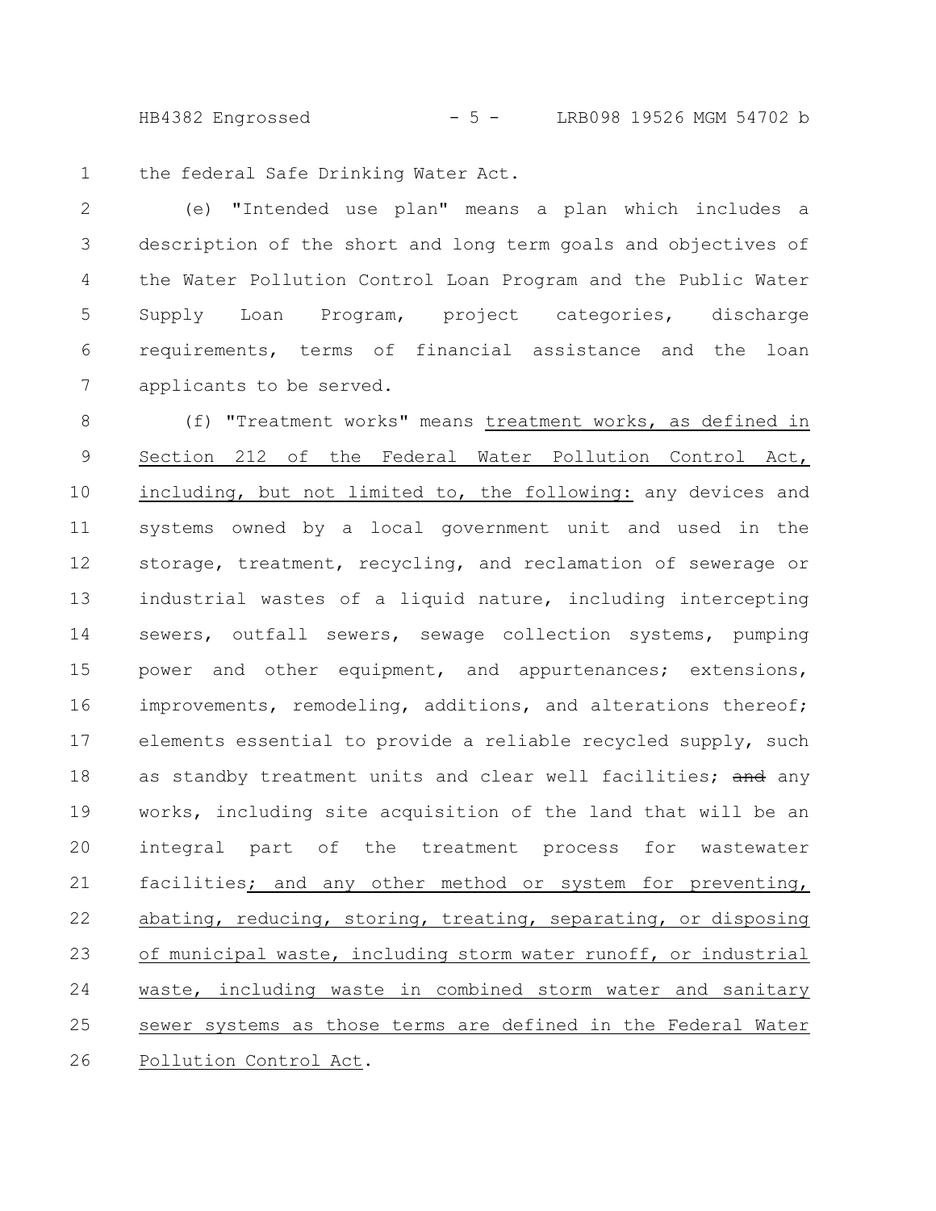the federal Safe Drinking Water Act.

(e) "Intended use plan" means a plan which includes a description of the short and long term goals and objectives of the Water Pollution Control Loan Program and the Public Water Supply Loan Program, project categories, discharge requirements, terms of financial assistance and the loan applicants to be served.

(f) "Treatment works" means treatment works, as defined in Section 212 of the Federal Water Pollution Control Act, including, but not limited to, the following: any devices and systems owned by a local government unit and used in the storage, treatment, recycling, and reclamation of sewerage or industrial wastes of a liquid nature, including intercepting sewers, outfall sewers, sewage collection systems, pumping power and other equipment, and appurtenances; extensions, improvements, remodeling, additions, and alterations thereof; elements essential to provide a reliable recycled supply, such as standby treatment units and clear well facilities; ~~and~~ any works, including site acquisition of the land that will be an integral part of the treatment process for wastewater facilities; and any other method or system for preventing, abating, reducing, storing, treating, separating, or disposing of municipal waste, including storm water runoff, or industrial waste, including waste in combined storm water and sanitary sewer systems as those terms are defined in the Federal Water Pollution Control Act.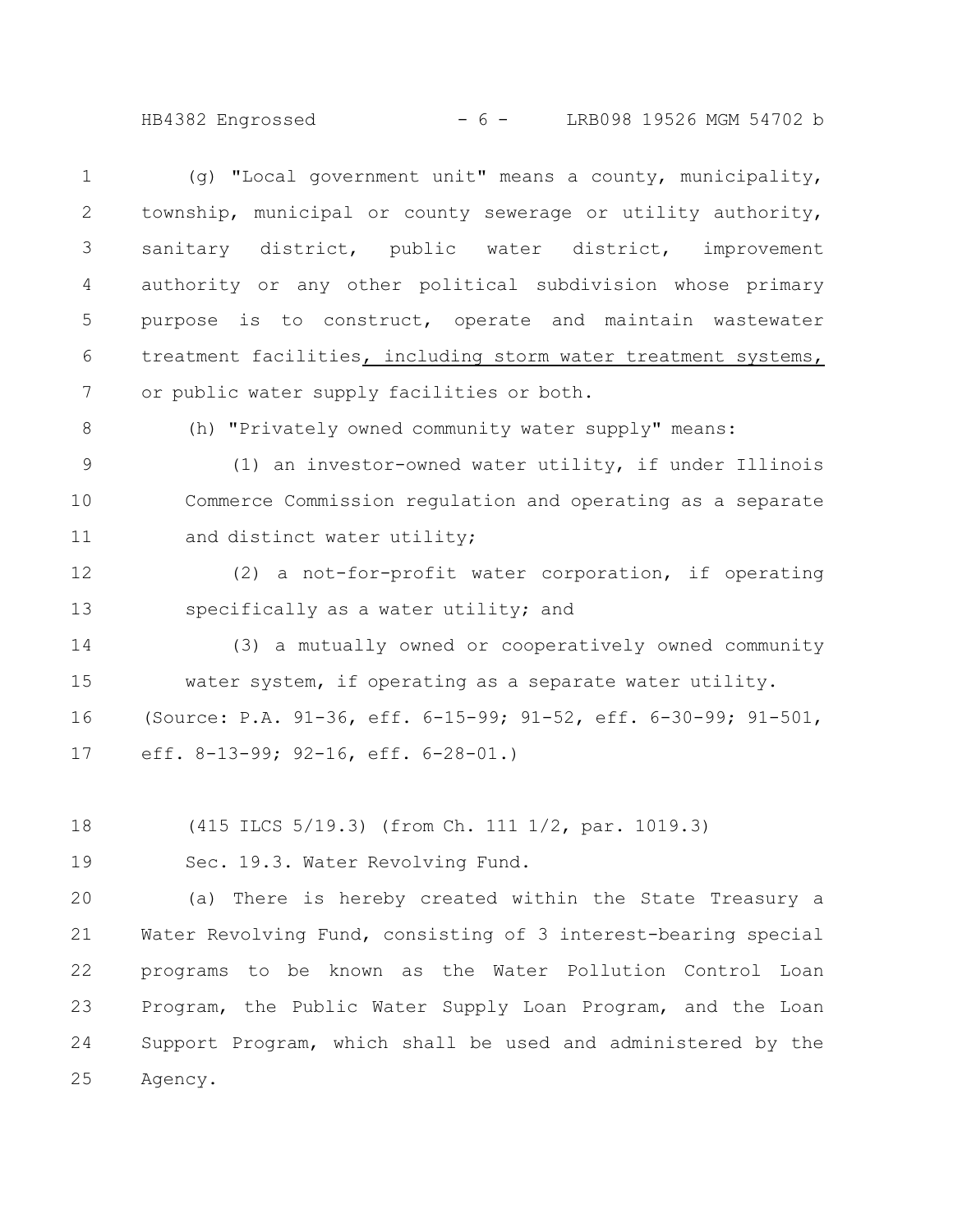(g) "Local government unit" means a county, municipality, township, municipal or county sewerage or utility authority, sanitary district, public water district, improvement authority or any other political subdivision whose primary purpose is to construct, operate and maintain wastewater treatment facilities, including storm water treatment systems, or public water supply facilities or both.

(h) "Privately owned community water supply" means:

(1) an investor-owned water utility, if under Illinois Commerce Commission regulation and operating as a separate and distinct water utility;

(2) a not-for-profit water corporation, if operating specifically as a water utility; and

(3) a mutually owned or cooperatively owned community water system, if operating as a separate water utility.

(Source: P.A. 91-36, eff. 6-15-99; 91-52, eff. 6-30-99; 91-501, eff. 8-13-99; 92-16, eff. 6-28-01.)

(415 ILCS 5/19.3) (from Ch. 111 1/2, par. 1019.3)

Sec. 19.3. Water Revolving Fund.

(a) There is hereby created within the State Treasury a Water Revolving Fund, consisting of 3 interest-bearing special programs to be known as the Water Pollution Control Loan Program, the Public Water Supply Loan Program, and the Loan Support Program, which shall be used and administered by the Agency.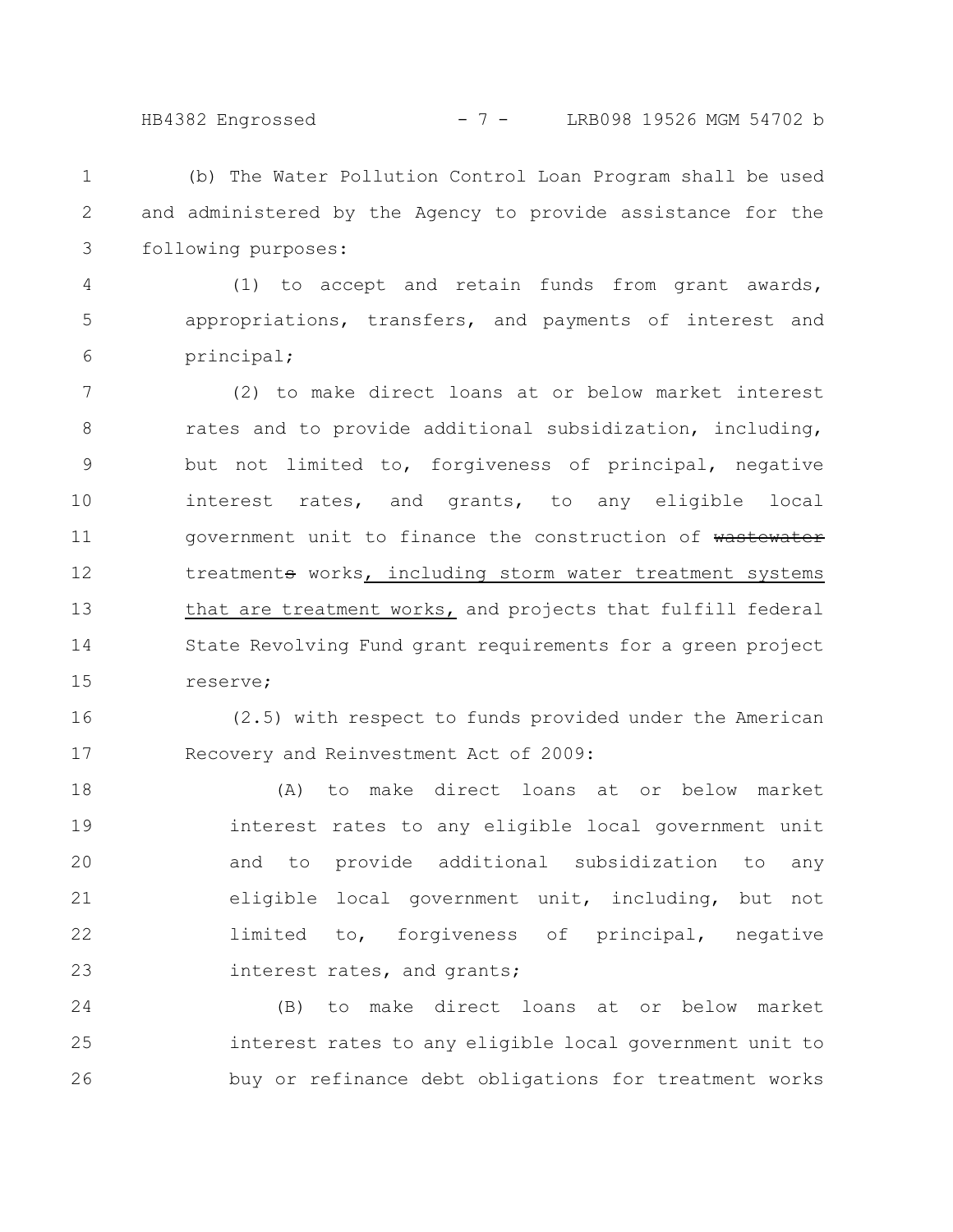(b) The Water Pollution Control Loan Program shall be used and administered by the Agency to provide assistance for the following purposes:

(1) to accept and retain funds from grant awards, appropriations, transfers, and payments of interest and principal;

(2) to make direct loans at or below market interest rates and to provide additional subsidization, including, but not limited to, forgiveness of principal, negative interest rates, and grants, to any eligible local government unit to finance the construction of ~~wastewater~~ treatment~~s~~ works, including storm water treatment systems that are treatment works, and projects that fulfill federal State Revolving Fund grant requirements for a green project reserve;

(2.5) with respect to funds provided under the American Recovery and Reinvestment Act of 2009:

(A) to make direct loans at or below market interest rates to any eligible local government unit and to provide additional subsidization to any eligible local government unit, including, but not limited to, forgiveness of principal, negative interest rates, and grants;

(B) to make direct loans at or below market interest rates to any eligible local government unit to buy or refinance debt obligations for treatment works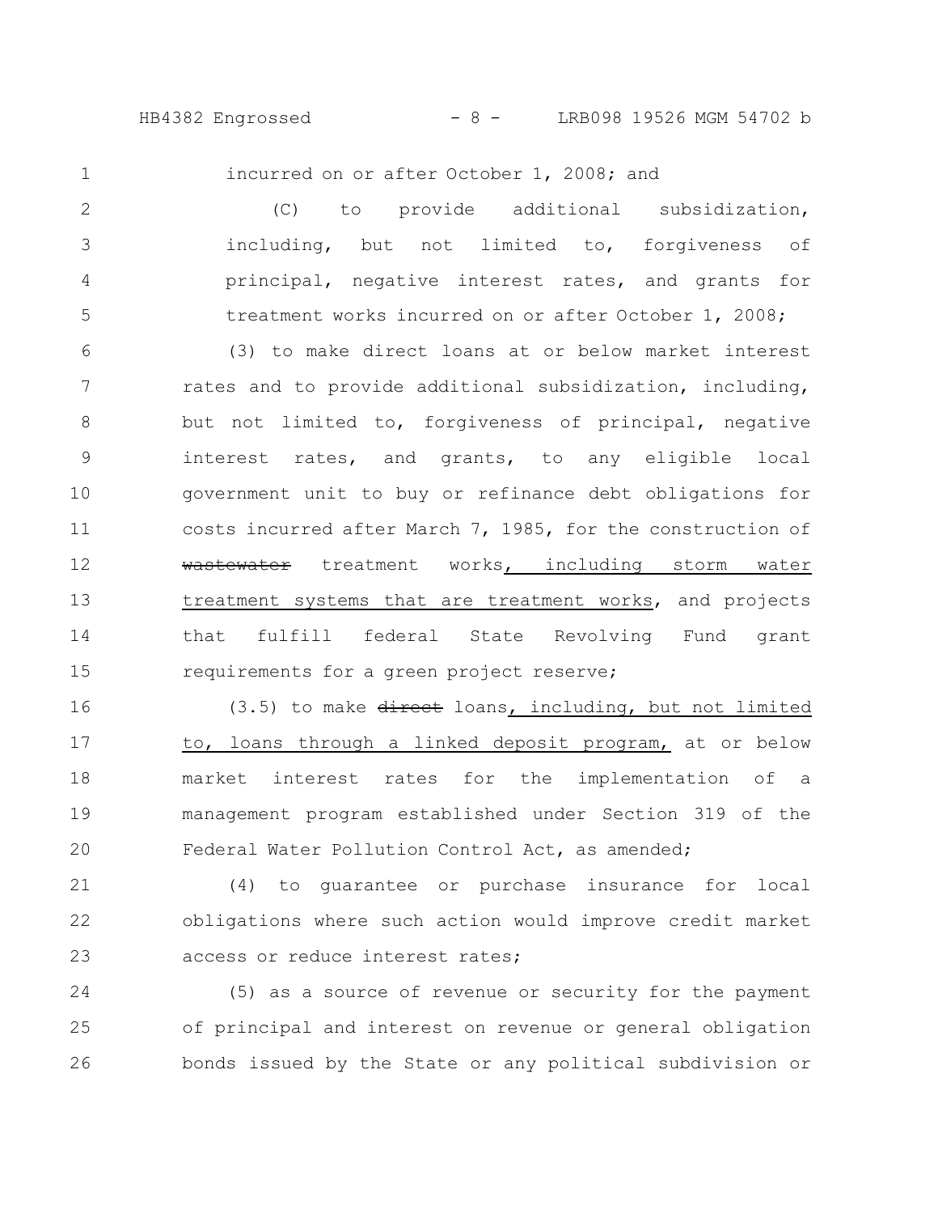incurred on or after October 1, 2008; and

(C) to provide additional subsidization, including, but not limited to, forgiveness of principal, negative interest rates, and grants for treatment works incurred on or after October 1, 2008;

(3) to make direct loans at or below market interest rates and to provide additional subsidization, including, but not limited to, forgiveness of principal, negative interest rates, and grants, to any eligible local government unit to buy or refinance debt obligations for costs incurred after March 7, 1985, for the construction of ~~wastewater~~ treatment works, including storm water treatment systems that are treatment works, and projects that fulfill federal State Revolving Fund grant requirements for a green project reserve;

(3.5) to make ~~direct~~ loans, including, but not limited to, loans through a linked deposit program, at or below market interest rates for the implementation of a management program established under Section 319 of the Federal Water Pollution Control Act, as amended;

(4) to guarantee or purchase insurance for local obligations where such action would improve credit market access or reduce interest rates;

(5) as a source of revenue or security for the payment of principal and interest on revenue or general obligation bonds issued by the State or any political subdivision or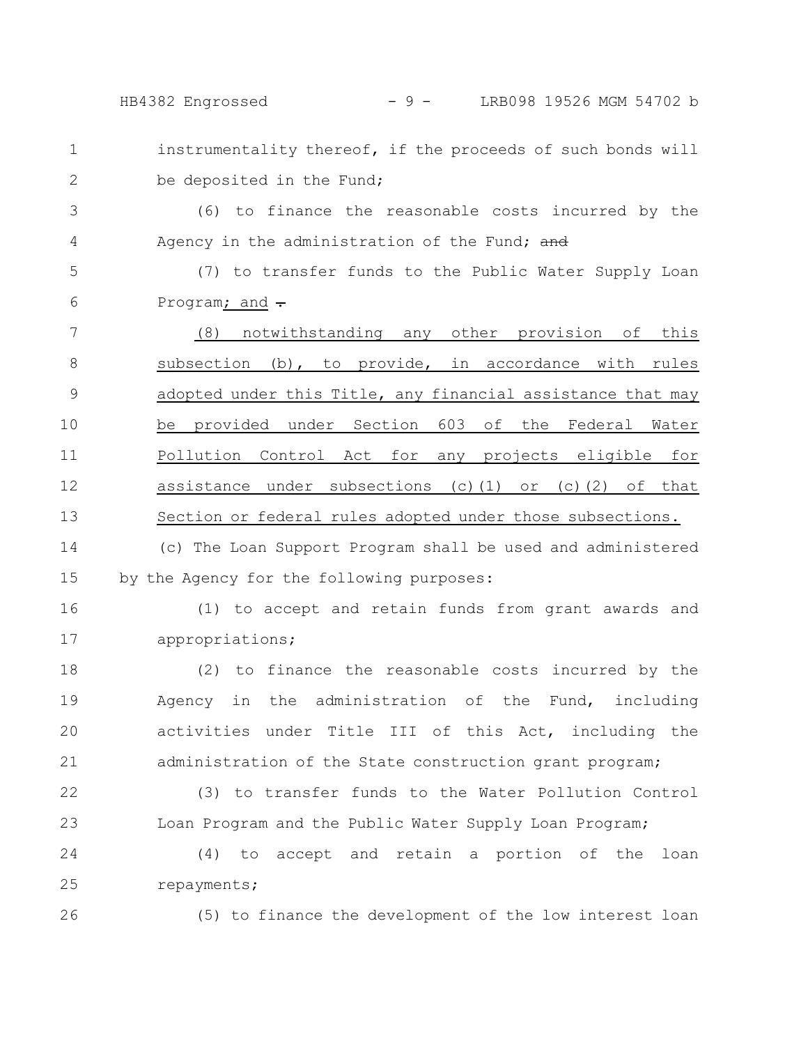instrumentality thereof, if the proceeds of such bonds will be deposited in the Fund;

(6) to finance the reasonable costs incurred by the Agency in the administration of the Fund; ~~and~~

(7) to transfer funds to the Public Water Supply Loan Program; and ~~.~~

(8) notwithstanding any other provision of this subsection (b), to provide, in accordance with rules adopted under this Title, any financial assistance that may be provided under Section 603 of the Federal Water Pollution Control Act for any projects eligible for assistance under subsections (c)(1) or (c)(2) of that Section or federal rules adopted under those subsections.

(c) The Loan Support Program shall be used and administered by the Agency for the following purposes:

(1) to accept and retain funds from grant awards and appropriations;

(2) to finance the reasonable costs incurred by the Agency in the administration of the Fund, including activities under Title III of this Act, including the administration of the State construction grant program;

(3) to transfer funds to the Water Pollution Control Loan Program and the Public Water Supply Loan Program;

(4) to accept and retain a portion of the loan repayments;

(5) to finance the development of the low interest loan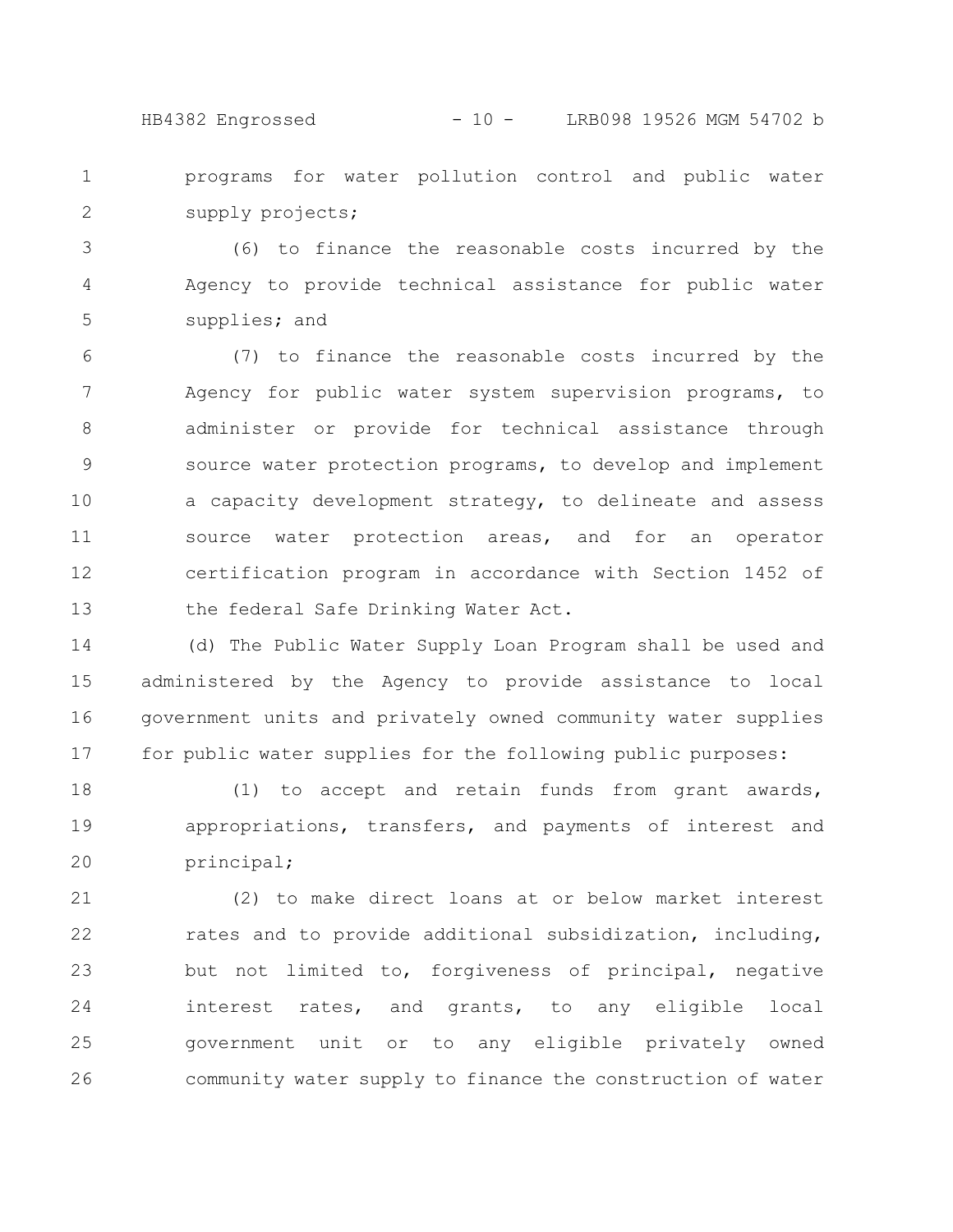programs for water pollution control and public water supply projects;

(6) to finance the reasonable costs incurred by the Agency to provide technical assistance for public water supplies; and

(7) to finance the reasonable costs incurred by the Agency for public water system supervision programs, to administer or provide for technical assistance through source water protection programs, to develop and implement a capacity development strategy, to delineate and assess source water protection areas, and for an operator certification program in accordance with Section 1452 of the federal Safe Drinking Water Act.

(d) The Public Water Supply Loan Program shall be used and administered by the Agency to provide assistance to local government units and privately owned community water supplies for public water supplies for the following public purposes:

(1) to accept and retain funds from grant awards, appropriations, transfers, and payments of interest and principal;

(2) to make direct loans at or below market interest rates and to provide additional subsidization, including, but not limited to, forgiveness of principal, negative interest rates, and grants, to any eligible local government unit or to any eligible privately owned community water supply to finance the construction of water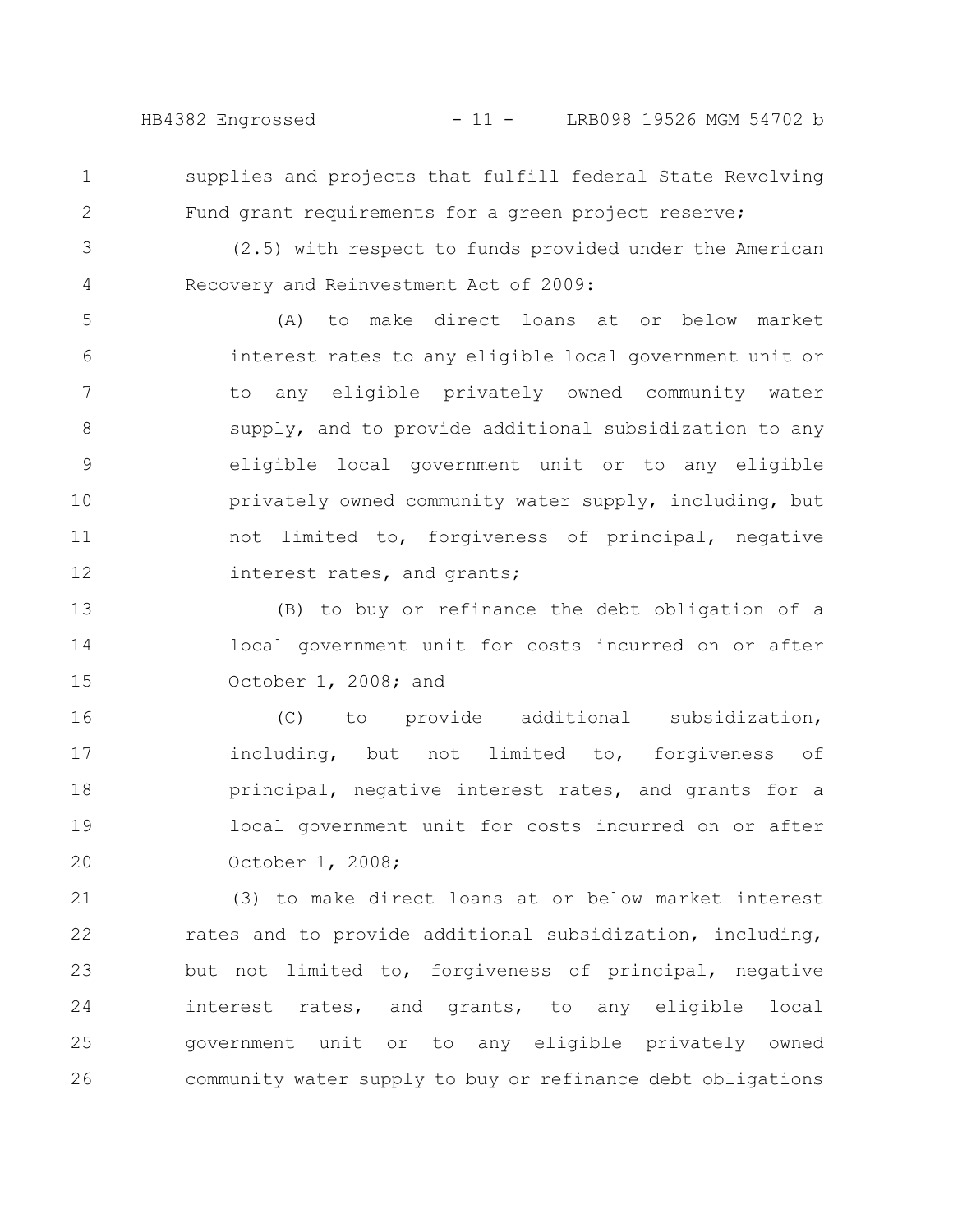supplies and projects that fulfill federal State Revolving Fund grant requirements for a green project reserve;

(2.5) with respect to funds provided under the American Recovery and Reinvestment Act of 2009:

(A) to make direct loans at or below market interest rates to any eligible local government unit or to any eligible privately owned community water supply, and to provide additional subsidization to any eligible local government unit or to any eligible privately owned community water supply, including, but not limited to, forgiveness of principal, negative interest rates, and grants;

(B) to buy or refinance the debt obligation of a local government unit for costs incurred on or after October 1, 2008; and

(C) to provide additional subsidization, including, but not limited to, forgiveness of principal, negative interest rates, and grants for a local government unit for costs incurred on or after October 1, 2008;

(3) to make direct loans at or below market interest rates and to provide additional subsidization, including, but not limited to, forgiveness of principal, negative interest rates, and grants, to any eligible local government unit or to any eligible privately owned community water supply to buy or refinance debt obligations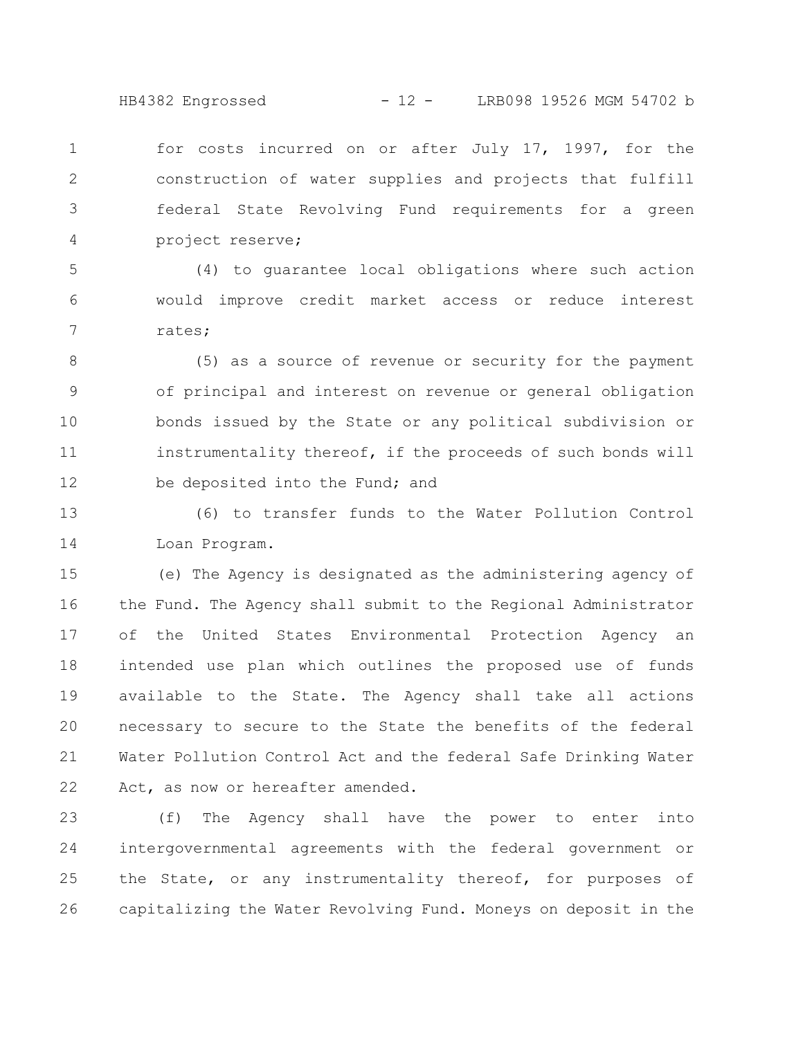for costs incurred on or after July 17, 1997, for the construction of water supplies and projects that fulfill federal State Revolving Fund requirements for a green project reserve;

(4) to guarantee local obligations where such action would improve credit market access or reduce interest rates;

(5) as a source of revenue or security for the payment of principal and interest on revenue or general obligation bonds issued by the State or any political subdivision or instrumentality thereof, if the proceeds of such bonds will be deposited into the Fund; and

(6) to transfer funds to the Water Pollution Control Loan Program.

(e) The Agency is designated as the administering agency of the Fund. The Agency shall submit to the Regional Administrator of the United States Environmental Protection Agency an intended use plan which outlines the proposed use of funds available to the State. The Agency shall take all actions necessary to secure to the State the benefits of the federal Water Pollution Control Act and the federal Safe Drinking Water Act, as now or hereafter amended.

(f) The Agency shall have the power to enter into intergovernmental agreements with the federal government or the State, or any instrumentality thereof, for purposes of capitalizing the Water Revolving Fund. Moneys on deposit in the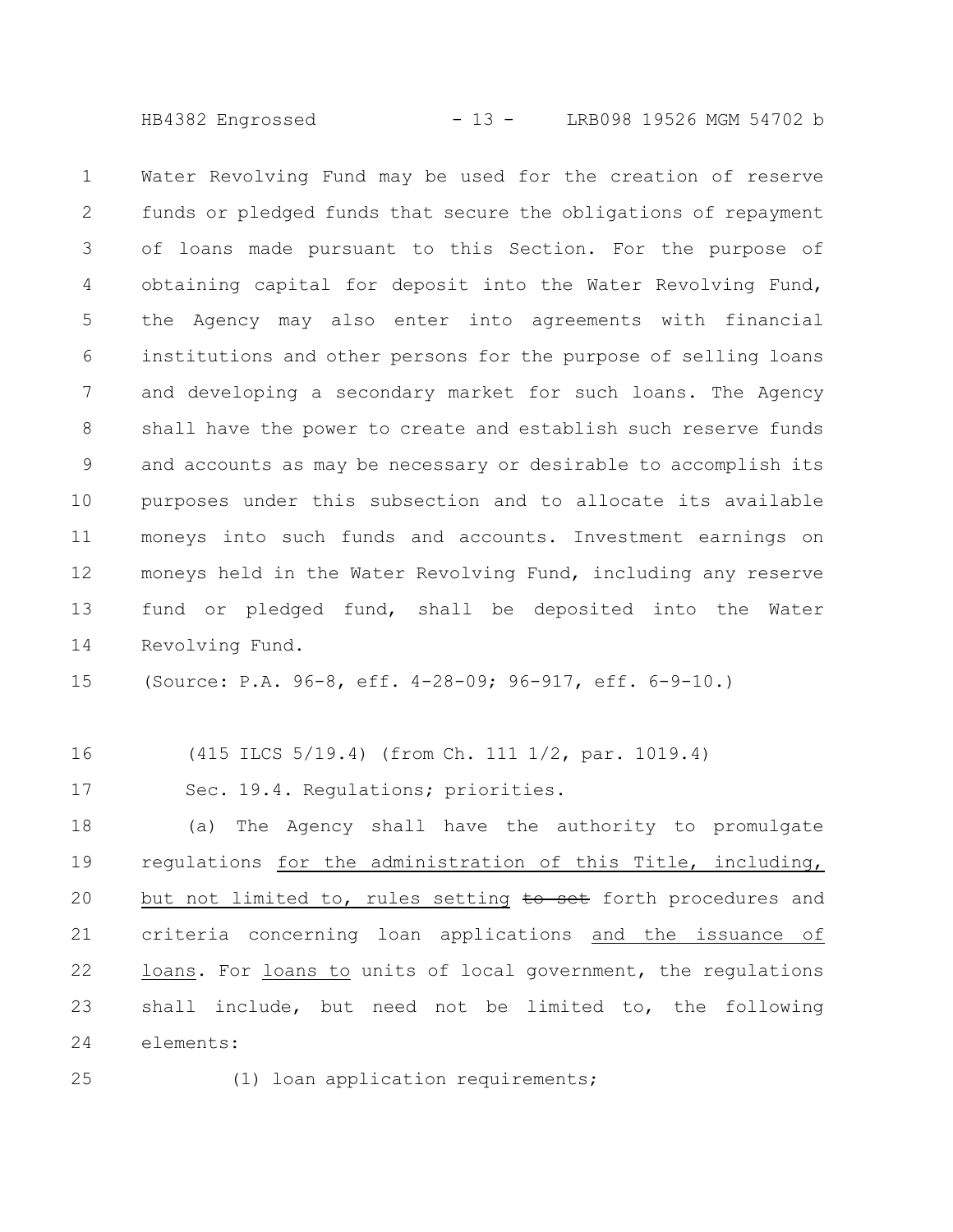Water Revolving Fund may be used for the creation of reserve funds or pledged funds that secure the obligations of repayment of loans made pursuant to this Section. For the purpose of obtaining capital for deposit into the Water Revolving Fund, the Agency may also enter into agreements with financial institutions and other persons for the purpose of selling loans and developing a secondary market for such loans. The Agency shall have the power to create and establish such reserve funds and accounts as may be necessary or desirable to accomplish its purposes under this subsection and to allocate its available moneys into such funds and accounts. Investment earnings on moneys held in the Water Revolving Fund, including any reserve fund or pledged fund, shall be deposited into the Water Revolving Fund.

(Source: P.A. 96-8, eff. 4-28-09; 96-917, eff. 6-9-10.)

(415 ILCS 5/19.4) (from Ch. 111 1/2, par. 1019.4)

Sec. 19.4. Regulations; priorities.

(a) The Agency shall have the authority to promulgate regulations for the administration of this Title, including, but not limited to, rules setting ~~to set~~ forth procedures and criteria concerning loan applications and the issuance of loans. For loans to units of local government, the regulations shall include, but need not be limited to, the following elements:

(1) loan application requirements;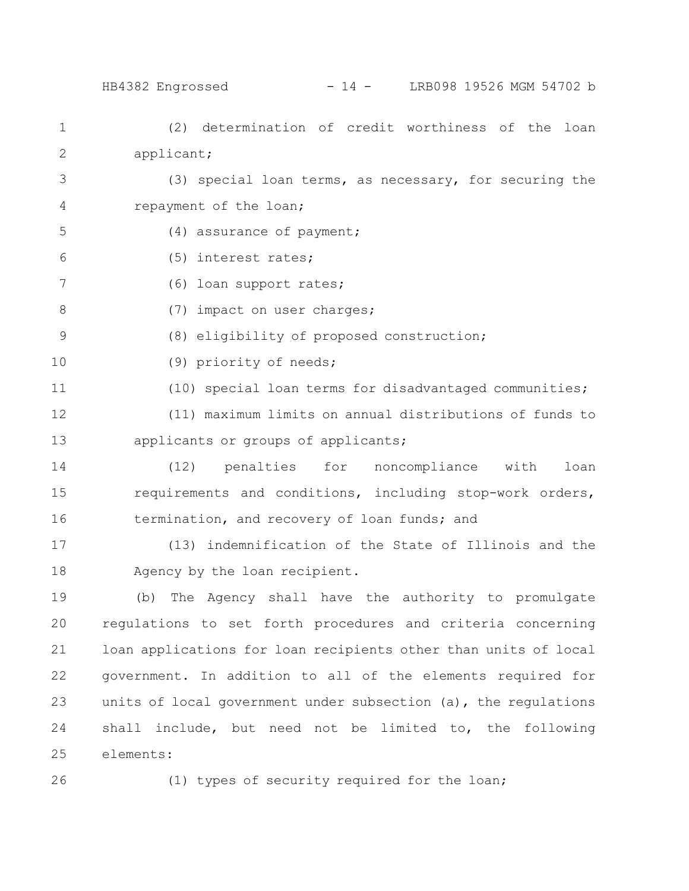(2) determination of credit worthiness of the loan applicant;

(3) special loan terms, as necessary, for securing the repayment of the loan;

(4) assurance of payment;

(5) interest rates;

(6) loan support rates;

(7) impact on user charges;

(8) eligibility of proposed construction;

(9) priority of needs;

(10) special loan terms for disadvantaged communities;

(11) maximum limits on annual distributions of funds to applicants or groups of applicants;

(12) penalties for noncompliance with loan requirements and conditions, including stop-work orders, termination, and recovery of loan funds; and

(13) indemnification of the State of Illinois and the Agency by the loan recipient.

(b) The Agency shall have the authority to promulgate regulations to set forth procedures and criteria concerning loan applications for loan recipients other than units of local government. In addition to all of the elements required for units of local government under subsection (a), the regulations shall include, but need not be limited to, the following elements:

(1) types of security required for the loan;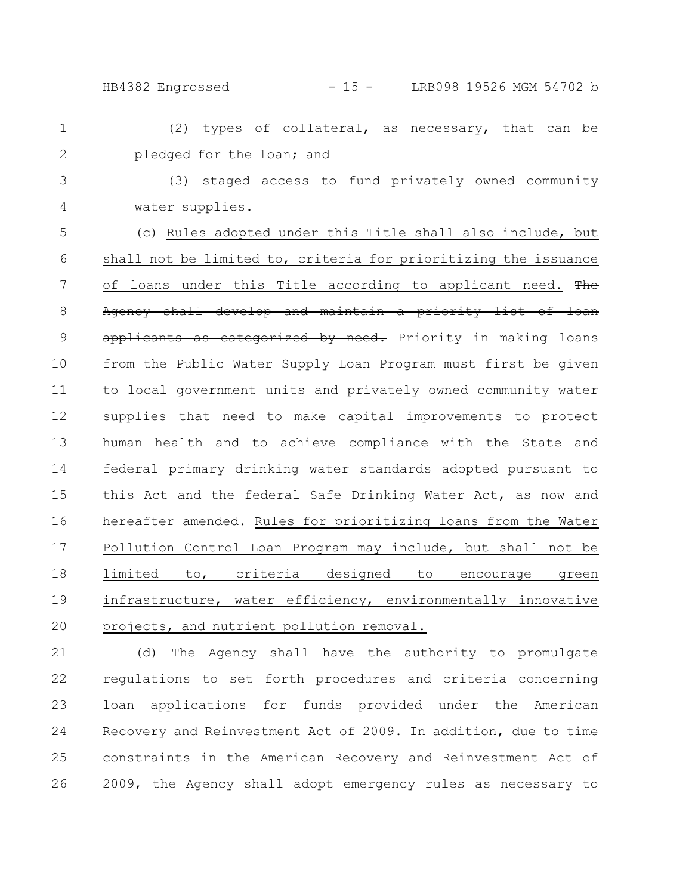(2) types of collateral, as necessary, that can be pledged for the loan; and

(3) staged access to fund privately owned community water supplies.

(c) <u>Rules adopted under this Title shall also include, but shall not be limited to, criteria for prioritizing the issuance of loans under this Title according to applicant need.</u> ~~The Agency shall develop and maintain a priority list of loan applicants as categorized by need.~~ Priority in making loans from the Public Water Supply Loan Program must first be given to local government units and privately owned community water supplies that need to make capital improvements to protect human health and to achieve compliance with the State and federal primary drinking water standards adopted pursuant to this Act and the federal Safe Drinking Water Act, as now and hereafter amended. <u>Rules for prioritizing loans from the Water Pollution Control Loan Program may include, but shall not be limited to, criteria designed to encourage green infrastructure, water efficiency, environmentally innovative projects, and nutrient pollution removal.</u>

(d) The Agency shall have the authority to promulgate regulations to set forth procedures and criteria concerning loan applications for funds provided under the American Recovery and Reinvestment Act of 2009. In addition, due to time constraints in the American Recovery and Reinvestment Act of 2009, the Agency shall adopt emergency rules as necessary to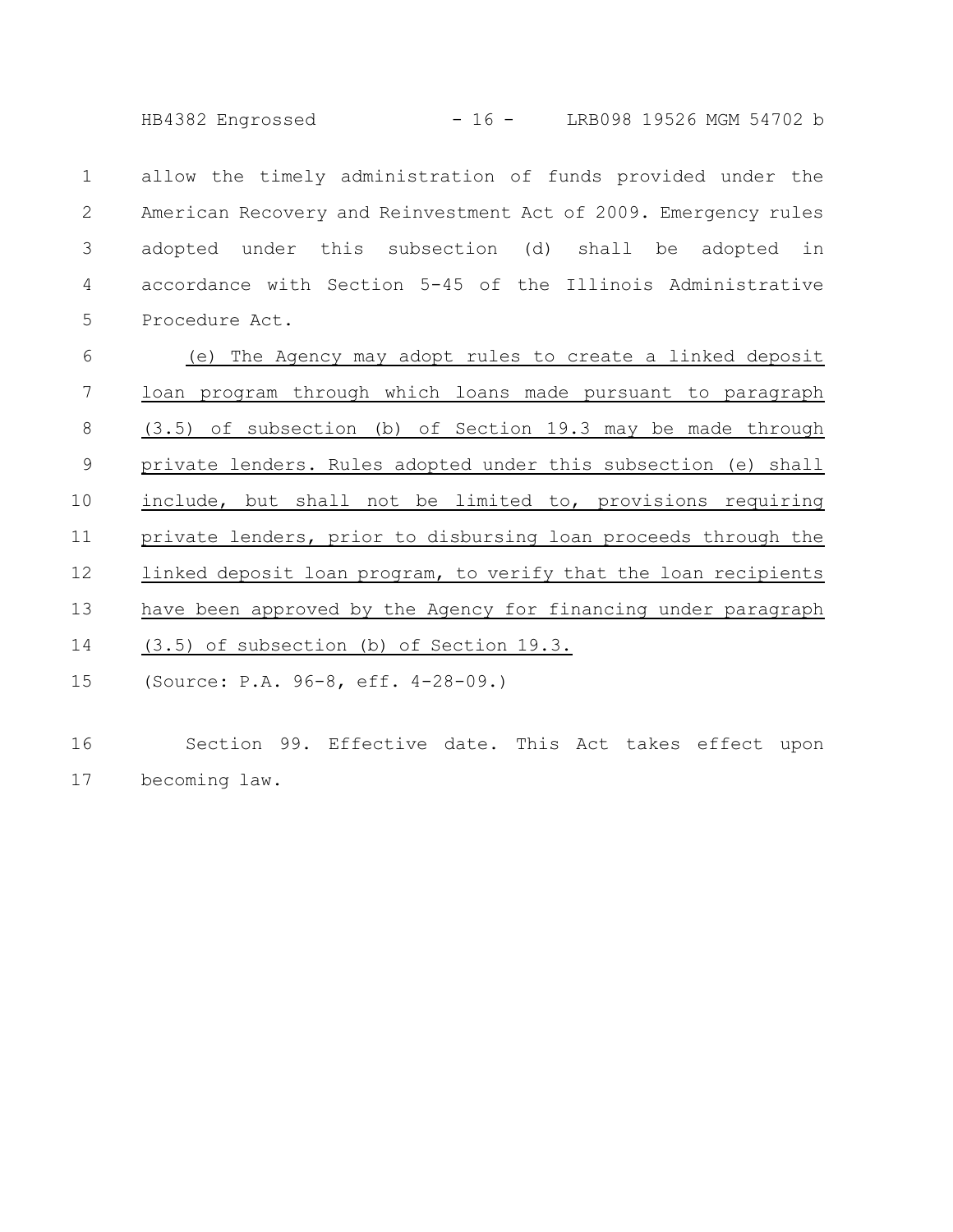allow the timely administration of funds provided under the American Recovery and Reinvestment Act of 2009. Emergency rules adopted under this subsection (d) shall be adopted in accordance with Section 5-45 of the Illinois Administrative Procedure Act.

(e) The Agency may adopt rules to create a linked deposit loan program through which loans made pursuant to paragraph (3.5) of subsection (b) of Section 19.3 may be made through private lenders. Rules adopted under this subsection (e) shall include, but shall not be limited to, provisions requiring private lenders, prior to disbursing loan proceeds through the linked deposit loan program, to verify that the loan recipients have been approved by the Agency for financing under paragraph (3.5) of subsection (b) of Section 19.3.

(Source: P.A. 96-8, eff. 4-28-09.)

Section 99. Effective date. This Act takes effect upon becoming law.